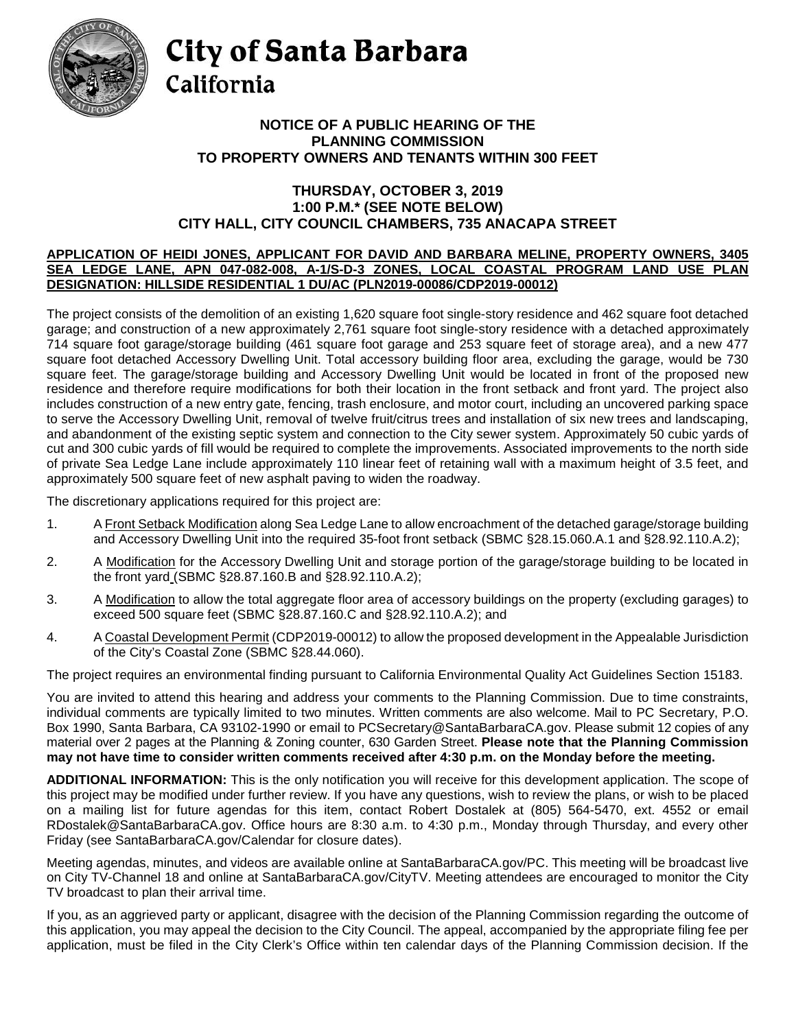# City of Santa Barbara
## California

**NOTICE OF A PUBLIC HEARING OF THE PLANNING COMMISSION TO PROPERTY OWNERS AND TENANTS WITHIN 300 FEET**

**THURSDAY, OCTOBER 3, 2019**
**1:00 P.M.* (SEE NOTE BELOW)**
**CITY HALL, CITY COUNCIL CHAMBERS, 735 ANACAPA STREET**

**APPLICATION OF HEIDI JONES, APPLICANT FOR DAVID AND BARBARA MELINE, PROPERTY OWNERS, 3405 SEA LEDGE LANE, APN 047-082-008, A-1/S-D-3 ZONES, LOCAL COASTAL PROGRAM LAND USE PLAN DESIGNATION: HILLSIDE RESIDENTIAL 1 DU/AC (PLN2019-00086/CDP2019-00012)**

The project consists of the demolition of an existing 1,620 square foot single-story residence and 462 square foot detached garage; and construction of a new approximately 2,761 square foot single-story residence with a detached approximately 714 square foot garage/storage building (461 square foot garage and 253 square feet of storage area), and a new 477 square foot detached Accessory Dwelling Unit. Total accessory building floor area, excluding the garage, would be 730 square feet. The garage/storage building and Accessory Dwelling Unit would be located in front of the proposed new residence and therefore require modifications for both their location in the front setback and front yard. The project also includes construction of a new entry gate, fencing, trash enclosure, and motor court, including an uncovered parking space to serve the Accessory Dwelling Unit, removal of twelve fruit/citrus trees and installation of six new trees and landscaping, and abandonment of the existing septic system and connection to the City sewer system. Approximately 50 cubic yards of cut and 300 cubic yards of fill would be required to complete the improvements. Associated improvements to the north side of private Sea Ledge Lane include approximately 110 linear feet of retaining wall with a maximum height of 3.5 feet, and approximately 500 square feet of new asphalt paving to widen the roadway.

The discretionary applications required for this project are:

1. A Front Setback Modification along Sea Ledge Lane to allow encroachment of the detached garage/storage building and Accessory Dwelling Unit into the required 35-foot front setback (SBMC §28.15.060.A.1 and §28.92.110.A.2);
2. A Modification for the Accessory Dwelling Unit and storage portion of the garage/storage building to be located in the front yard (SBMC §28.87.160.B and §28.92.110.A.2);
3. A Modification to allow the total aggregate floor area of accessory buildings on the property (excluding garages) to exceed 500 square feet (SBMC §28.87.160.C and §28.92.110.A.2); and
4. A Coastal Development Permit (CDP2019-00012) to allow the proposed development in the Appealable Jurisdiction of the City's Coastal Zone (SBMC §28.44.060).

The project requires an environmental finding pursuant to California Environmental Quality Act Guidelines Section 15183.

You are invited to attend this hearing and address your comments to the Planning Commission. Due to time constraints, individual comments are typically limited to two minutes. Written comments are also welcome. Mail to PC Secretary, P.O. Box 1990, Santa Barbara, CA 93102-1990 or email to PCSecretary@SantaBarbaraCA.gov. Please submit 12 copies of any material over 2 pages at the Planning & Zoning counter, 630 Garden Street. **Please note that the Planning Commission may not have time to consider written comments received after 4:30 p.m. on the Monday before the meeting.**

**ADDITIONAL INFORMATION:** This is the only notification you will receive for this development application. The scope of this project may be modified under further review. If you have any questions, wish to review the plans, or wish to be placed on a mailing list for future agendas for this item, contact Robert Dostalek at (805) 564-5470, ext. 4552 or email RDostalek@SantaBarbaraCA.gov. Office hours are 8:30 a.m. to 4:30 p.m., Monday through Thursday, and every other Friday (see SantaBarbaraCA.gov/Calendar for closure dates).

Meeting agendas, minutes, and videos are available online at SantaBarbaraCA.gov/PC. This meeting will be broadcast live on City TV-Channel 18 and online at SantaBarbaraCA.gov/CityTV. Meeting attendees are encouraged to monitor the City TV broadcast to plan their arrival time.

If you, as an aggrieved party or applicant, disagree with the decision of the Planning Commission regarding the outcome of this application, you may appeal the decision to the City Council. The appeal, accompanied by the appropriate filing fee per application, must be filed in the City Clerk's Office within ten calendar days of the Planning Commission decision. If the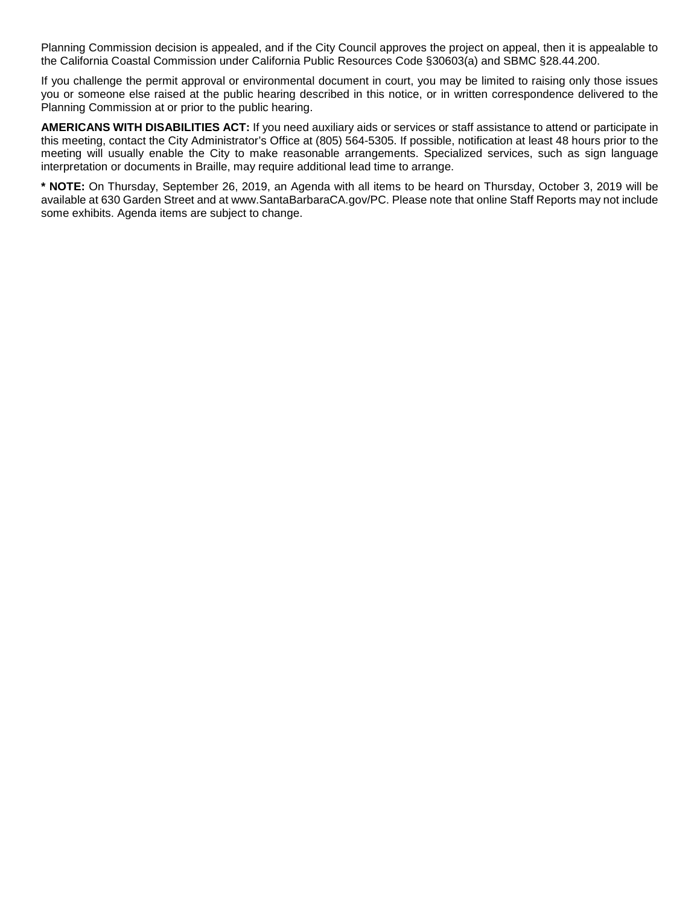Planning Commission decision is appealed, and if the City Council approves the project on appeal, then it is appealable to the California Coastal Commission under California Public Resources Code §30603(a) and SBMC §28.44.200.

If you challenge the permit approval or environmental document in court, you may be limited to raising only those issues you or someone else raised at the public hearing described in this notice, or in written correspondence delivered to the Planning Commission at or prior to the public hearing.

**AMERICANS WITH DISABILITIES ACT:** If you need auxiliary aids or services or staff assistance to attend or participate in this meeting, contact the City Administrator's Office at (805) 564-5305. If possible, notification at least 48 hours prior to the meeting will usually enable the City to make reasonable arrangements. Specialized services, such as sign language interpretation or documents in Braille, may require additional lead time to arrange.

**\* NOTE:** On Thursday, September 26, 2019, an Agenda with all items to be heard on Thursday, October 3, 2019 will be available at 630 Garden Street and at www.SantaBarbaraCA.gov/PC. Please note that online Staff Reports may not include some exhibits. Agenda items are subject to change.